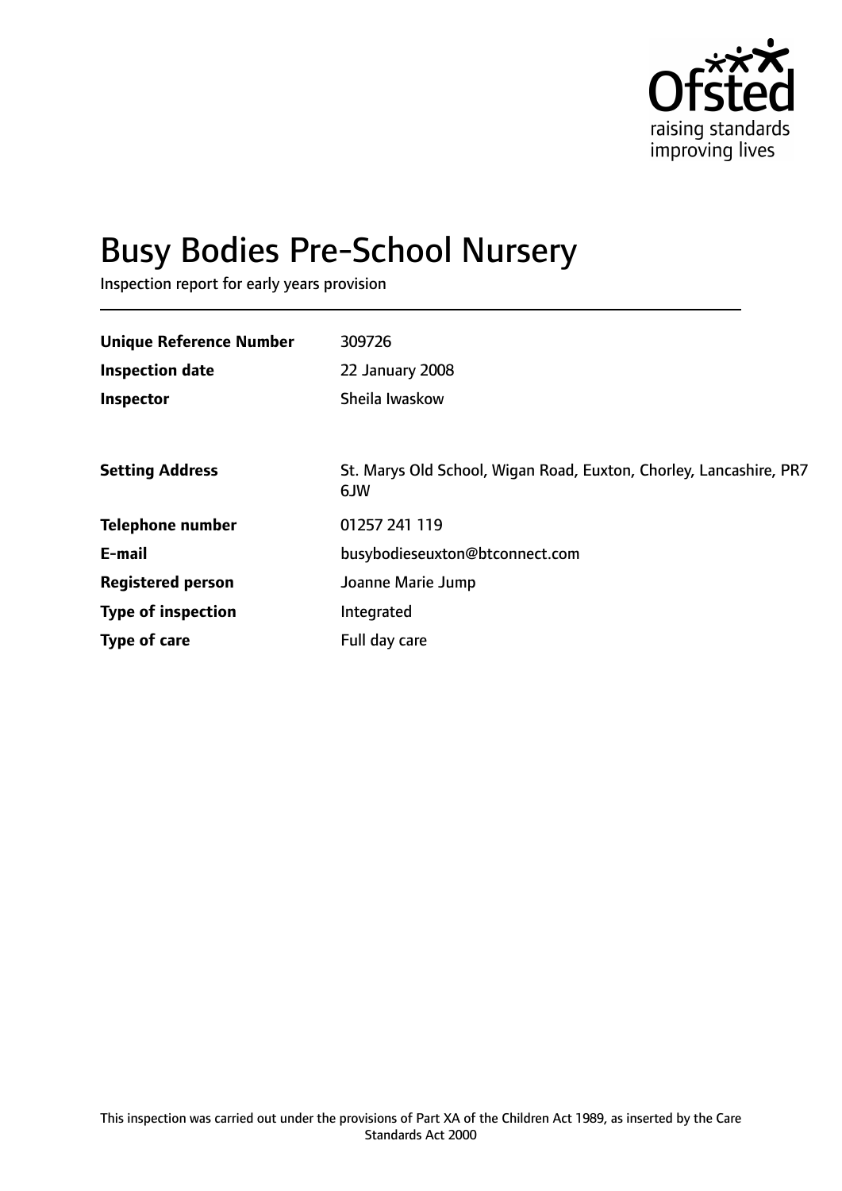Ofsted

raising standards improving lives

# Busy Bodies Pre-School Nursery

Inspection report for early years provision

| | |
|---|---|
| **Unique Reference Number** | 309726 |
| **Inspection date** | 22 January 2008 |
| **Inspector** | Sheila Iwaskow |
| | |
| **Setting Address** | St. Marys Old School, Wigan Road, Euxton, Chorley, Lancashire, PR7 6JW |
| **Telephone number** | 01257 241 119 |
| **E-mail** | busybodieseuxton@btconnect.com |
| **Registered person** | Joanne Marie Jump |
| **Type of inspection** | Integrated |
| **Type of care** | Full day care |

This inspection was carried out under the provisions of Part XA of the Children Act 1989, as inserted by the Care Standards Act 2000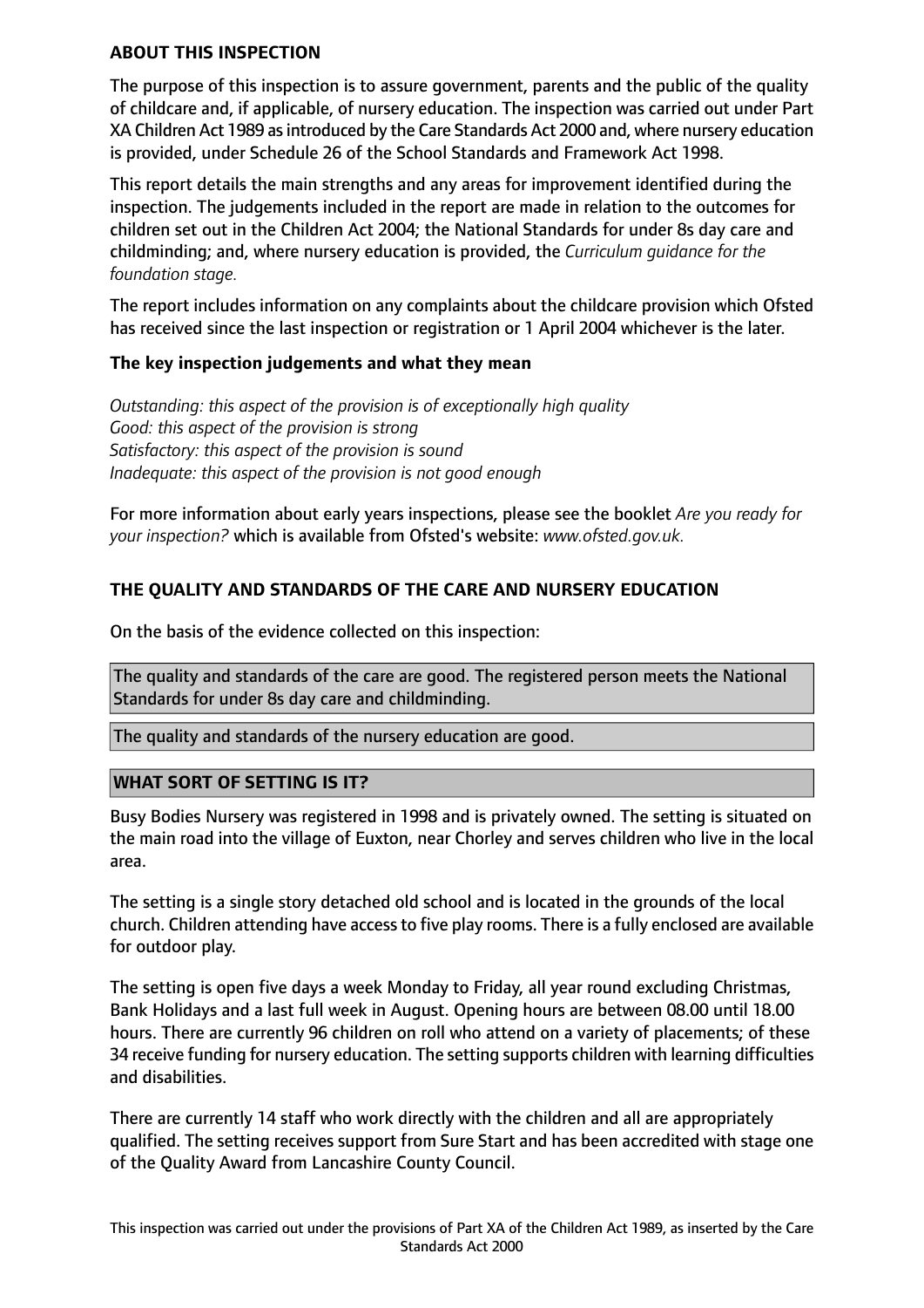## ABOUT THIS INSPECTION

The purpose of this inspection is to assure government, parents and the public of the quality of childcare and, if applicable, of nursery education. The inspection was carried out under Part XA Children Act 1989 as introduced by the Care Standards Act 2000 and, where nursery education is provided, under Schedule 26 of the School Standards and Framework Act 1998.

This report details the main strengths and any areas for improvement identified during the inspection. The judgements included in the report are made in relation to the outcomes for children set out in the Children Act 2004; the National Standards for under 8s day care and childminding; and, where nursery education is provided, the *Curriculum guidance for the foundation stage.*

The report includes information on any complaints about the childcare provision which Ofsted has received since the last inspection or registration or 1 April 2004 whichever is the later.

### The key inspection judgements and what they mean

*Outstanding: this aspect of the provision is of exceptionally high quality*
*Good: this aspect of the provision is strong*
*Satisfactory: this aspect of the provision is sound*
*Inadequate: this aspect of the provision is not good enough*

For more information about early years inspections, please see the booklet *Are you ready for your inspection?* which is available from Ofsted's website: *www.ofsted.gov.uk.*

## THE QUALITY AND STANDARDS OF THE CARE AND NURSERY EDUCATION

On the basis of the evidence collected on this inspection:

The quality and standards of the care are good. The registered person meets the National Standards for under 8s day care and childminding.

The quality and standards of the nursery education are good.

## WHAT SORT OF SETTING IS IT?

Busy Bodies Nursery was registered in 1998 and is privately owned. The setting is situated on the main road into the village of Euxton, near Chorley and serves children who live in the local area.

The setting is a single story detached old school and is located in the grounds of the local church. Children attending have access to five play rooms. There is a fully enclosed are available for outdoor play.

The setting is open five days a week Monday to Friday, all year round excluding Christmas, Bank Holidays and a last full week in August. Opening hours are between 08.00 until 18.00 hours. There are currently 96 children on roll who attend on a variety of placements; of these 34 receive funding for nursery education. The setting supports children with learning difficulties and disabilities.

There are currently 14 staff who work directly with the children and all are appropriately qualified. The setting receives support from Sure Start and has been accredited with stage one of the Quality Award from Lancashire County Council.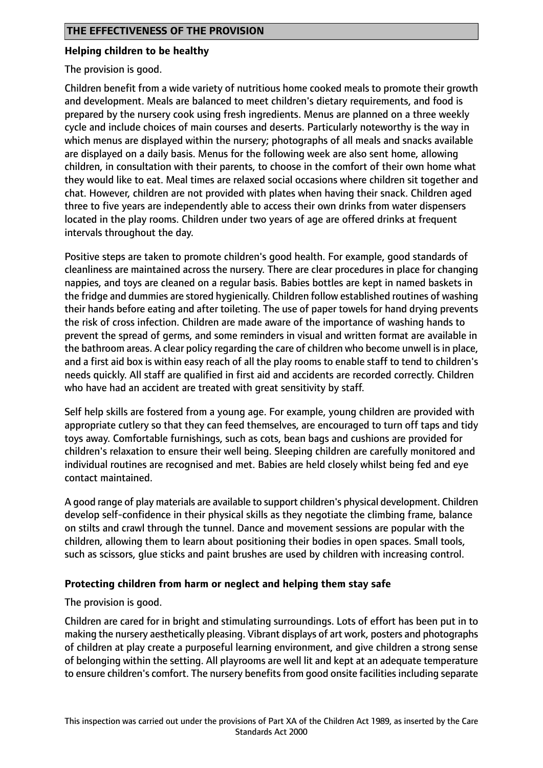## THE EFFECTIVENESS OF THE PROVISION

**Helping children to be healthy**

The provision is good.

Children benefit from a wide variety of nutritious home cooked meals to promote their growth and development. Meals are balanced to meet children's dietary requirements, and food is prepared by the nursery cook using fresh ingredients. Menus are planned on a three weekly cycle and include choices of main courses and deserts. Particularly noteworthy is the way in which menus are displayed within the nursery; photographs of all meals and snacks available are displayed on a daily basis. Menus for the following week are also sent home, allowing children, in consultation with their parents, to choose in the comfort of their own home what they would like to eat. Meal times are relaxed social occasions where children sit together and chat. However, children are not provided with plates when having their snack. Children aged three to five years are independently able to access their own drinks from water dispensers located in the play rooms. Children under two years of age are offered drinks at frequent intervals throughout the day.

Positive steps are taken to promote children's good health. For example, good standards of cleanliness are maintained across the nursery. There are clear procedures in place for changing nappies, and toys are cleaned on a regular basis. Babies bottles are kept in named baskets in the fridge and dummies are stored hygienically. Children follow established routines of washing their hands before eating and after toileting. The use of paper towels for hand drying prevents the risk of cross infection. Children are made aware of the importance of washing hands to prevent the spread of germs, and some reminders in visual and written format are available in the bathroom areas. A clear policy regarding the care of children who become unwell is in place, and a first aid box is within easy reach of all the play rooms to enable staff to tend to children's needs quickly. All staff are qualified in first aid and accidents are recorded correctly. Children who have had an accident are treated with great sensitivity by staff.

Self help skills are fostered from a young age. For example, young children are provided with appropriate cutlery so that they can feed themselves, are encouraged to turn off taps and tidy toys away. Comfortable furnishings, such as cots, bean bags and cushions are provided for children's relaxation to ensure their well being. Sleeping children are carefully monitored and individual routines are recognised and met. Babies are held closely whilst being fed and eye contact maintained.

A good range of play materials are available to support children's physical development. Children develop self-confidence in their physical skills as they negotiate the climbing frame, balance on stilts and crawl through the tunnel. Dance and movement sessions are popular with the children, allowing them to learn about positioning their bodies in open spaces. Small tools, such as scissors, glue sticks and paint brushes are used by children with increasing control.

**Protecting children from harm or neglect and helping them stay safe**

The provision is good.

Children are cared for in bright and stimulating surroundings. Lots of effort has been put in to making the nursery aesthetically pleasing. Vibrant displays of art work, posters and photographs of children at play create a purposeful learning environment, and give children a strong sense of belonging within the setting. All playrooms are well lit and kept at an adequate temperature to ensure children's comfort. The nursery benefits from good onsite facilities including separate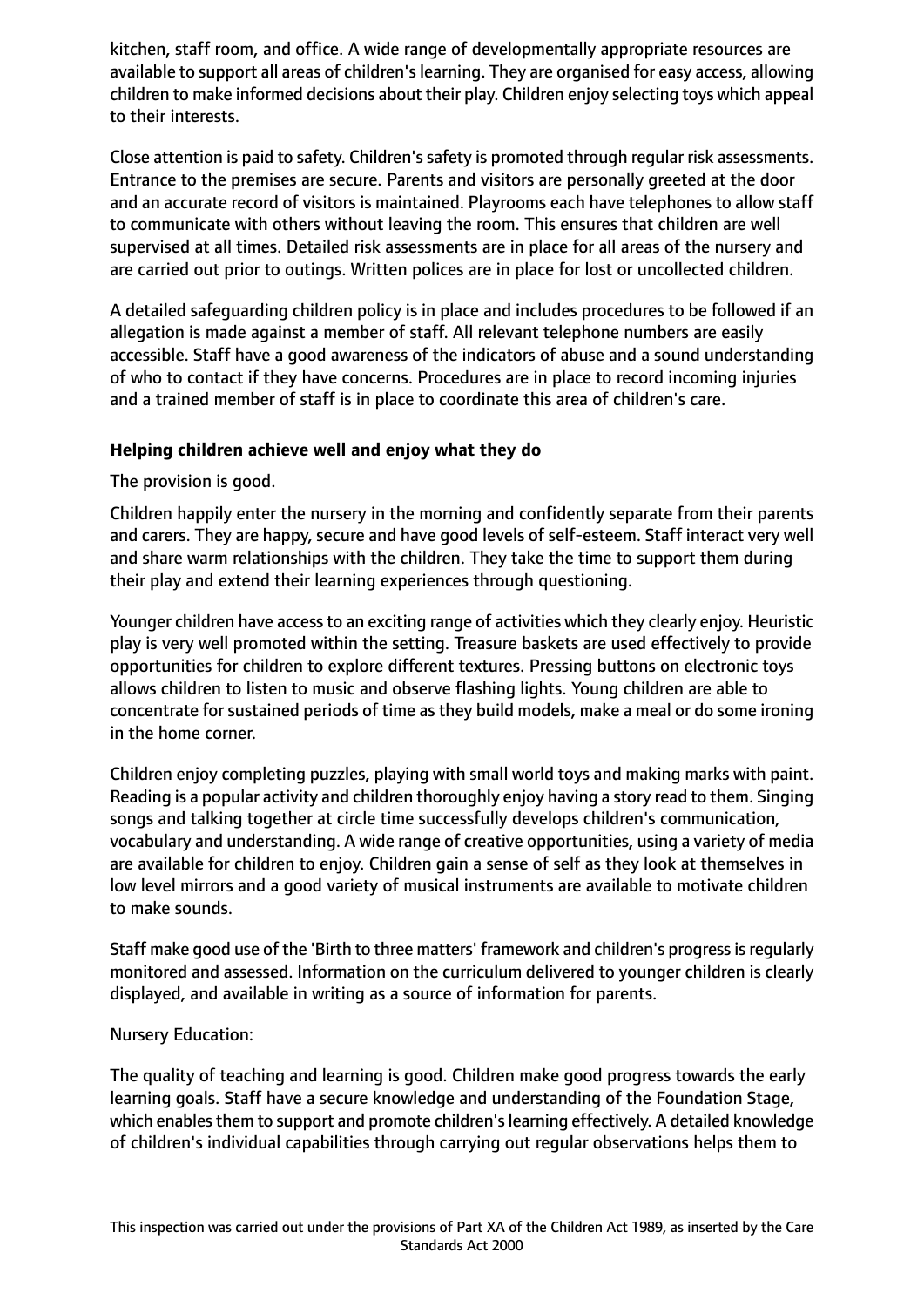kitchen, staff room, and office. A wide range of developmentally appropriate resources are available to support all areas of children's learning. They are organised for easy access, allowing children to make informed decisions about their play. Children enjoy selecting toys which appeal to their interests.

Close attention is paid to safety. Children's safety is promoted through regular risk assessments. Entrance to the premises are secure. Parents and visitors are personally greeted at the door and an accurate record of visitors is maintained. Playrooms each have telephones to allow staff to communicate with others without leaving the room. This ensures that children are well supervised at all times. Detailed risk assessments are in place for all areas of the nursery and are carried out prior to outings. Written polices are in place for lost or uncollected children.

A detailed safeguarding children policy is in place and includes procedures to be followed if an allegation is made against a member of staff. All relevant telephone numbers are easily accessible. Staff have a good awareness of the indicators of abuse and a sound understanding of who to contact if they have concerns. Procedures are in place to record incoming injuries and a trained member of staff is in place to coordinate this area of children's care.

**Helping children achieve well and enjoy what they do**

The provision is good.

Children happily enter the nursery in the morning and confidently separate from their parents and carers. They are happy, secure and have good levels of self-esteem. Staff interact very well and share warm relationships with the children. They take the time to support them during their play and extend their learning experiences through questioning.

Younger children have access to an exciting range of activities which they clearly enjoy. Heuristic play is very well promoted within the setting. Treasure baskets are used effectively to provide opportunities for children to explore different textures. Pressing buttons on electronic toys allows children to listen to music and observe flashing lights. Young children are able to concentrate for sustained periods of time as they build models, make a meal or do some ironing in the home corner.

Children enjoy completing puzzles, playing with small world toys and making marks with paint. Reading is a popular activity and children thoroughly enjoy having a story read to them. Singing songs and talking together at circle time successfully develops children's communication, vocabulary and understanding. A wide range of creative opportunities, using a variety of media are available for children to enjoy. Children gain a sense of self as they look at themselves in low level mirrors and a good variety of musical instruments are available to motivate children to make sounds.

Staff make good use of the 'Birth to three matters' framework and children's progress is regularly monitored and assessed. Information on the curriculum delivered to younger children is clearly displayed, and available in writing as a source of information for parents.

Nursery Education:

The quality of teaching and learning is good. Children make good progress towards the early learning goals. Staff have a secure knowledge and understanding of the Foundation Stage, which enables them to support and promote children's learning effectively. A detailed knowledge of children's individual capabilities through carrying out regular observations helps them to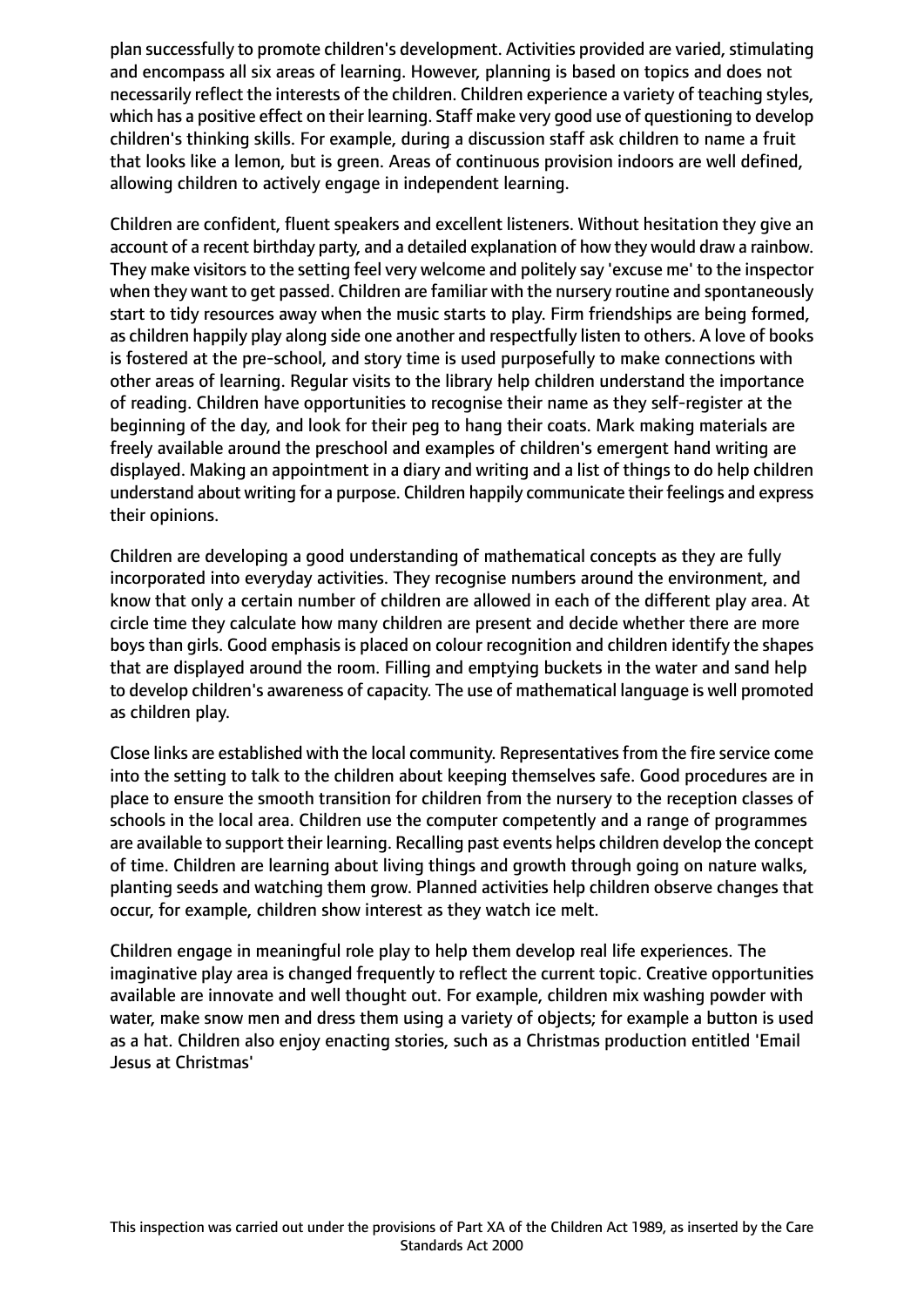plan successfully to promote children's development. Activities provided are varied, stimulating and encompass all six areas of learning. However, planning is based on topics and does not necessarily reflect the interests of the children. Children experience a variety of teaching styles, which has a positive effect on their learning. Staff make very good use of questioning to develop children's thinking skills. For example, during a discussion staff ask children to name a fruit that looks like a lemon, but is green. Areas of continuous provision indoors are well defined, allowing children to actively engage in independent learning.

Children are confident, fluent speakers and excellent listeners. Without hesitation they give an account of a recent birthday party, and a detailed explanation of how they would draw a rainbow. They make visitors to the setting feel very welcome and politely say 'excuse me' to the inspector when they want to get passed. Children are familiar with the nursery routine and spontaneously start to tidy resources away when the music starts to play. Firm friendships are being formed, as children happily play along side one another and respectfully listen to others. A love of books is fostered at the pre-school, and story time is used purposefully to make connections with other areas of learning. Regular visits to the library help children understand the importance of reading. Children have opportunities to recognise their name as they self-register at the beginning of the day, and look for their peg to hang their coats. Mark making materials are freely available around the preschool and examples of children's emergent hand writing are displayed. Making an appointment in a diary and writing and a list of things to do help children understand about writing for a purpose. Children happily communicate their feelings and express their opinions.

Children are developing a good understanding of mathematical concepts as they are fully incorporated into everyday activities. They recognise numbers around the environment, and know that only a certain number of children are allowed in each of the different play area. At circle time they calculate how many children are present and decide whether there are more boys than girls. Good emphasis is placed on colour recognition and children identify the shapes that are displayed around the room. Filling and emptying buckets in the water and sand help to develop children's awareness of capacity. The use of mathematical language is well promoted as children play.

Close links are established with the local community. Representatives from the fire service come into the setting to talk to the children about keeping themselves safe. Good procedures are in place to ensure the smooth transition for children from the nursery to the reception classes of schools in the local area. Children use the computer competently and a range of programmes are available to support their learning. Recalling past events helps children develop the concept of time. Children are learning about living things and growth through going on nature walks, planting seeds and watching them grow. Planned activities help children observe changes that occur, for example, children show interest as they watch ice melt.

Children engage in meaningful role play to help them develop real life experiences. The imaginative play area is changed frequently to reflect the current topic. Creative opportunities available are innovate and well thought out. For example, children mix washing powder with water, make snow men and dress them using a variety of objects; for example a button is used as a hat. Children also enjoy enacting stories, such as a Christmas production entitled 'Email Jesus at Christmas'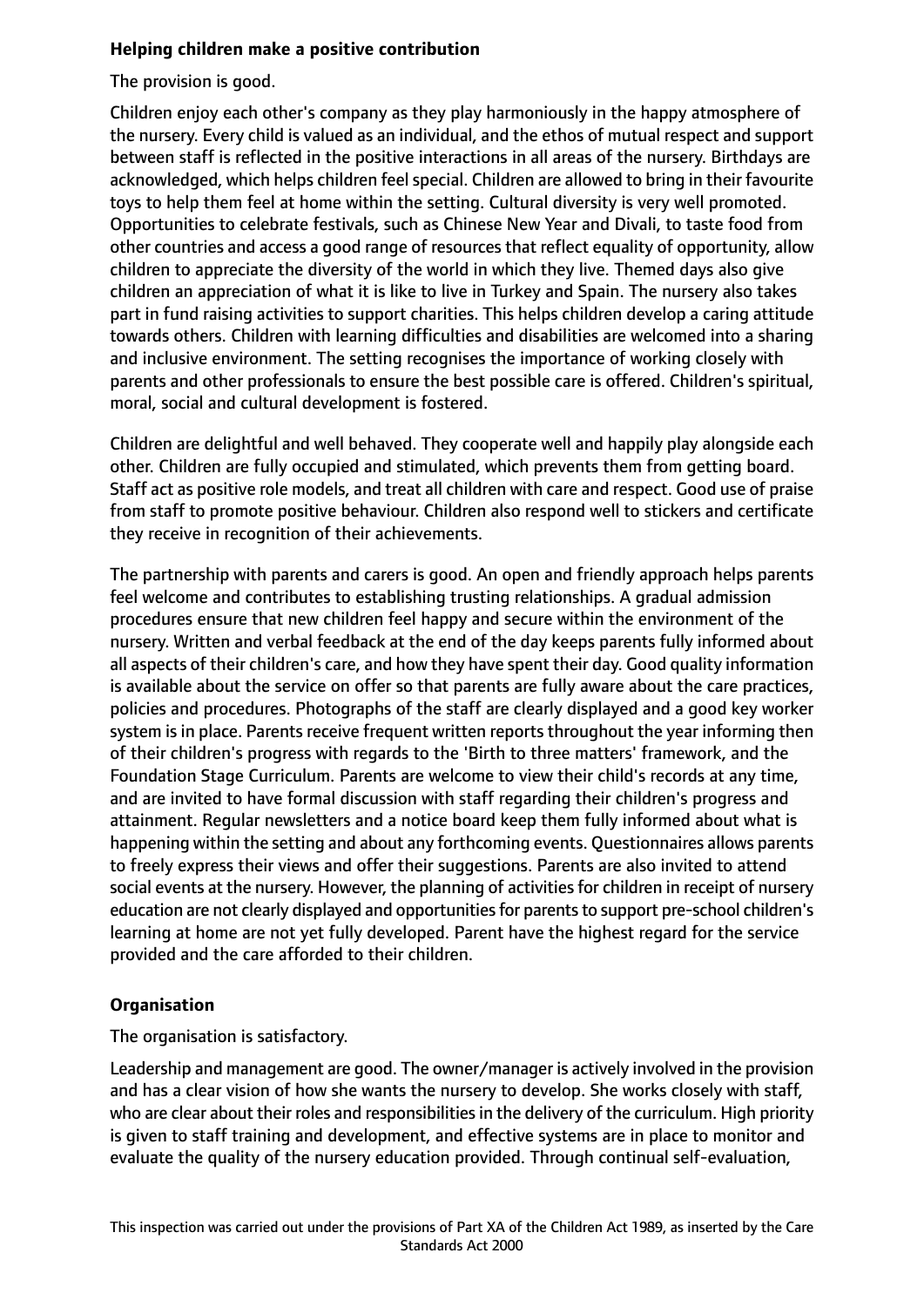**Helping children make a positive contribution**

The provision is good.

Children enjoy each other's company as they play harmoniously in the happy atmosphere of the nursery. Every child is valued as an individual, and the ethos of mutual respect and support between staff is reflected in the positive interactions in all areas of the nursery. Birthdays are acknowledged, which helps children feel special. Children are allowed to bring in their favourite toys to help them feel at home within the setting. Cultural diversity is very well promoted. Opportunities to celebrate festivals, such as Chinese New Year and Divali, to taste food from other countries and access a good range of resources that reflect equality of opportunity, allow children to appreciate the diversity of the world in which they live. Themed days also give children an appreciation of what it is like to live in Turkey and Spain. The nursery also takes part in fund raising activities to support charities. This helps children develop a caring attitude towards others. Children with learning difficulties and disabilities are welcomed into a sharing and inclusive environment. The setting recognises the importance of working closely with parents and other professionals to ensure the best possible care is offered. Children's spiritual, moral, social and cultural development is fostered.

Children are delightful and well behaved. They cooperate well and happily play alongside each other. Children are fully occupied and stimulated, which prevents them from getting board. Staff act as positive role models, and treat all children with care and respect. Good use of praise from staff to promote positive behaviour. Children also respond well to stickers and certificate they receive in recognition of their achievements.

The partnership with parents and carers is good. An open and friendly approach helps parents feel welcome and contributes to establishing trusting relationships. A gradual admission procedures ensure that new children feel happy and secure within the environment of the nursery. Written and verbal feedback at the end of the day keeps parents fully informed about all aspects of their children's care, and how they have spent their day. Good quality information is available about the service on offer so that parents are fully aware about the care practices, policies and procedures. Photographs of the staff are clearly displayed and a good key worker system is in place. Parents receive frequent written reports throughout the year informing then of their children's progress with regards to the 'Birth to three matters' framework, and the Foundation Stage Curriculum. Parents are welcome to view their child's records at any time, and are invited to have formal discussion with staff regarding their children's progress and attainment. Regular newsletters and a notice board keep them fully informed about what is happening within the setting and about any forthcoming events. Questionnaires allows parents to freely express their views and offer their suggestions. Parents are also invited to attend social events at the nursery. However, the planning of activities for children in receipt of nursery education are not clearly displayed and opportunities for parents to support pre-school children's learning at home are not yet fully developed. Parent have the highest regard for the service provided and the care afforded to their children.

**Organisation**

The organisation is satisfactory.

Leadership and management are good. The owner/manager is actively involved in the provision and has a clear vision of how she wants the nursery to develop. She works closely with staff, who are clear about their roles and responsibilities in the delivery of the curriculum. High priority is given to staff training and development, and effective systems are in place to monitor and evaluate the quality of the nursery education provided. Through continual self-evaluation,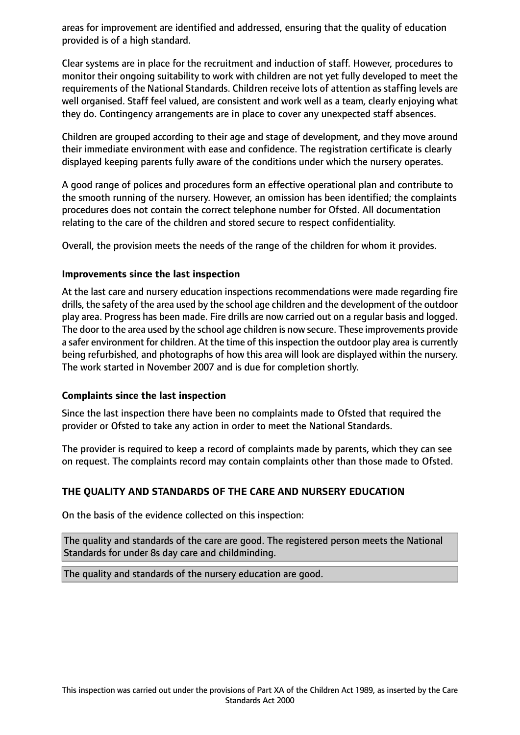areas for improvement are identified and addressed, ensuring that the quality of education provided is of a high standard.

Clear systems are in place for the recruitment and induction of staff. However, procedures to monitor their ongoing suitability to work with children are not yet fully developed to meet the requirements of the National Standards. Children receive lots of attention as staffing levels are well organised. Staff feel valued, are consistent and work well as a team, clearly enjoying what they do. Contingency arrangements are in place to cover any unexpected staff absences.

Children are grouped according to their age and stage of development, and they move around their immediate environment with ease and confidence. The registration certificate is clearly displayed keeping parents fully aware of the conditions under which the nursery operates.

A good range of polices and procedures form an effective operational plan and contribute to the smooth running of the nursery. However, an omission has been identified; the complaints procedures does not contain the correct telephone number for Ofsted. All documentation relating to the care of the children and stored secure to respect confidentiality.

Overall, the provision meets the needs of the range of the children for whom it provides.

**Improvements since the last inspection**

At the last care and nursery education inspections recommendations were made regarding fire drills, the safety of the area used by the school age children and the development of the outdoor play area. Progress has been made. Fire drills are now carried out on a regular basis and logged. The door to the area used by the school age children is now secure. These improvements provide a safer environment for children. At the time of this inspection the outdoor play area is currently being refurbished, and photographs of how this area will look are displayed within the nursery. The work started in November 2007 and is due for completion shortly.

**Complaints since the last inspection**

Since the last inspection there have been no complaints made to Ofsted that required the provider or Ofsted to take any action in order to meet the National Standards.

The provider is required to keep a record of complaints made by parents, which they can see on request. The complaints record may contain complaints other than those made to Ofsted.

**THE QUALITY AND STANDARDS OF THE CARE AND NURSERY EDUCATION**

On the basis of the evidence collected on this inspection:

The quality and standards of the care are good. The registered person meets the National Standards for under 8s day care and childminding.

The quality and standards of the nursery education are good.

This inspection was carried out under the provisions of Part XA of the Children Act 1989, as inserted by the Care Standards Act 2000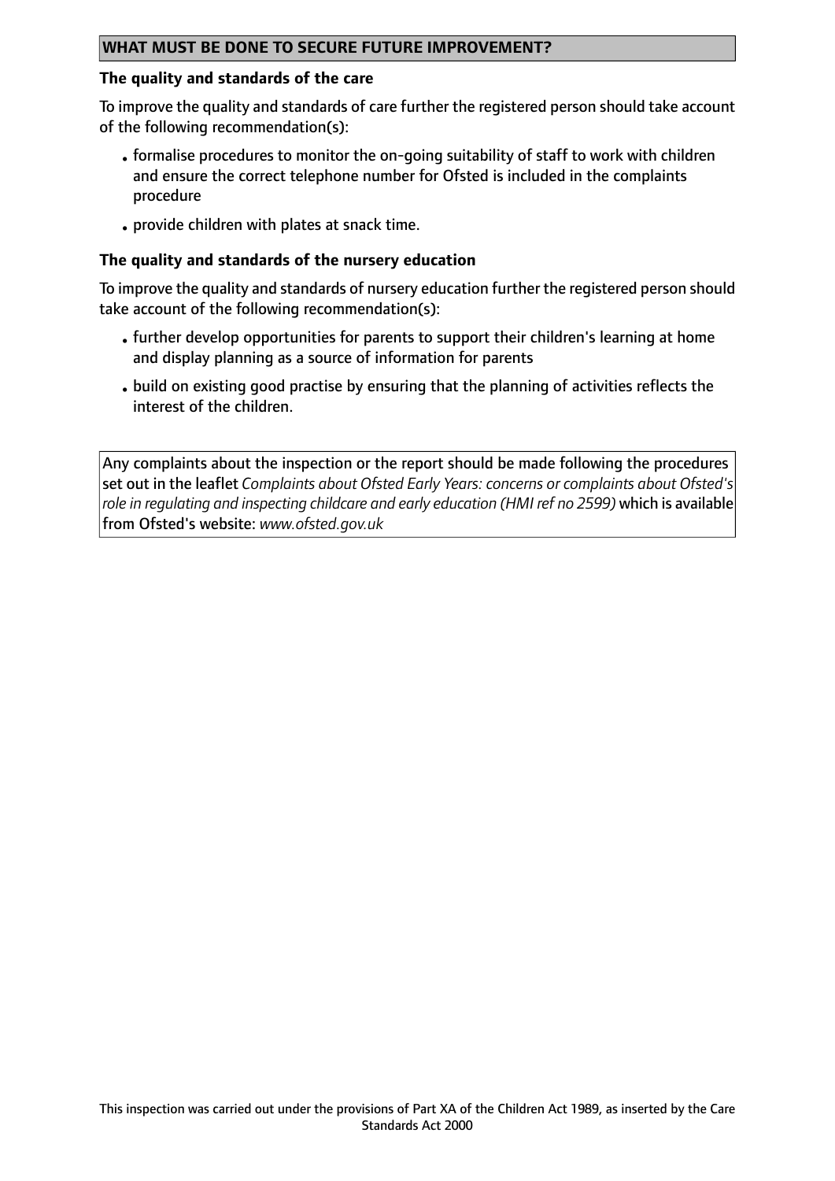## WHAT MUST BE DONE TO SECURE FUTURE IMPROVEMENT?

### The quality and standards of the care

To improve the quality and standards of care further the registered person should take account of the following recommendation(s):

- formalise procedures to monitor the on-going suitability of staff to work with children and ensure the correct telephone number for Ofsted is included in the complaints procedure
- provide children with plates at snack time.

### The quality and standards of the nursery education

To improve the quality and standards of nursery education further the registered person should take account of the following recommendation(s):

- further develop opportunities for parents to support their children's learning at home and display planning as a source of information for parents
- build on existing good practise by ensuring that the planning of activities reflects the interest of the children.

Any complaints about the inspection or the report should be made following the procedures set out in the leaflet *Complaints about Ofsted Early Years: concerns or complaints about Ofsted's role in regulating and inspecting childcare and early education (HMI ref no 2599)* which is available from Ofsted's website: *www.ofsted.gov.uk*

This inspection was carried out under the provisions of Part XA of the Children Act 1989, as inserted by the Care Standards Act 2000